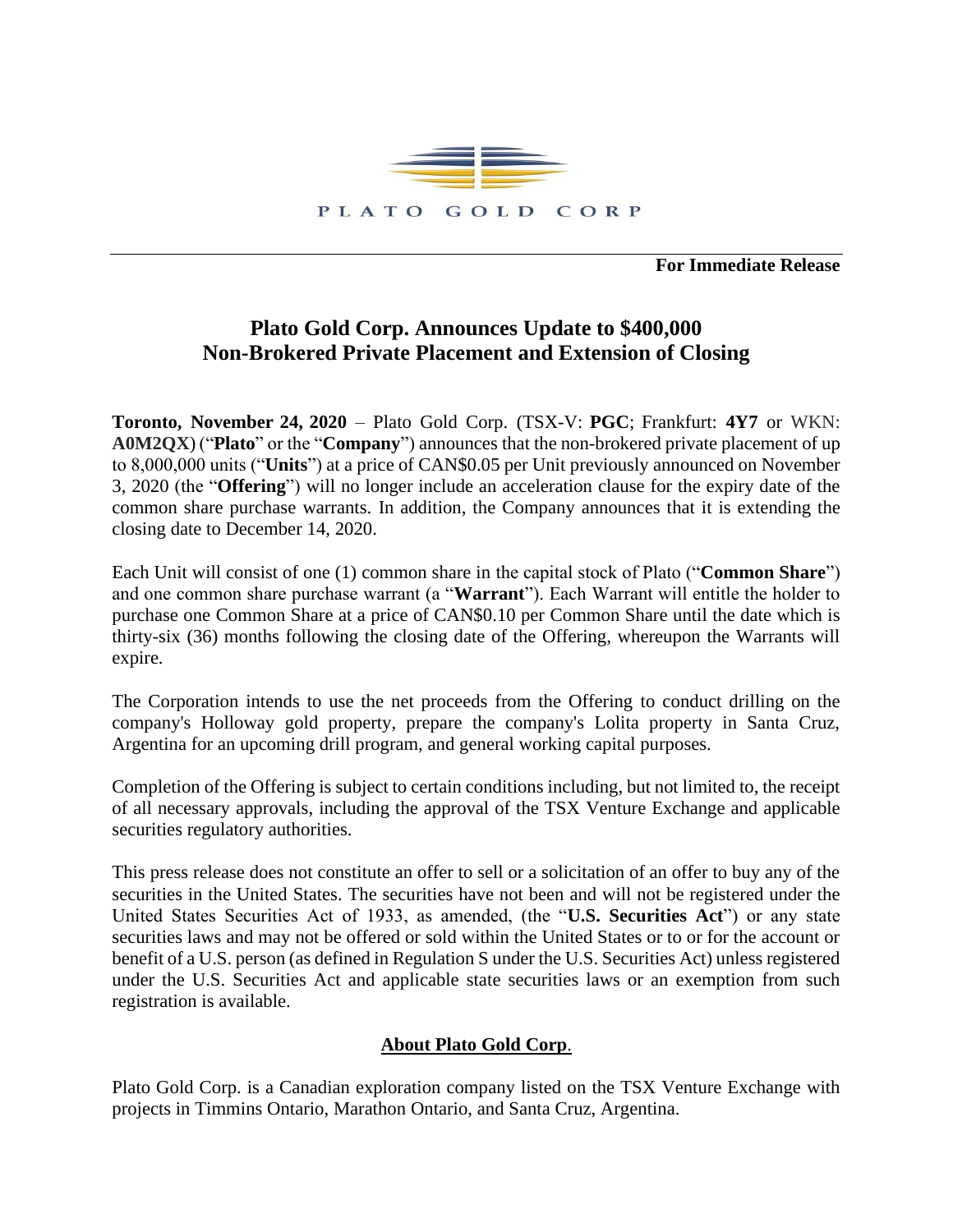PLATO GOLD CORP

**For Immediate Release**

# Plato Gold Corp. Announces Update to $400,000 Non-Brokered Private Placement and Extension of Closing

**Toronto, November 24, 2020** – Plato Gold Corp. (TSX-V: **PGC**; Frankfurt: **4Y7** or WKN: **A0M2QX**) ("**Plato**" or the "**Company**") announces that the non-brokered private placement of up to 8,000,000 units ("**Units**") at a price of CAN$0.05 per Unit previously announced on November 3, 2020 (the "**Offering**") will no longer include an acceleration clause for the expiry date of the common share purchase warrants. In addition, the Company announces that it is extending the closing date to December 14, 2020.

Each Unit will consist of one (1) common share in the capital stock of Plato ("**Common Share**") and one common share purchase warrant (a "**Warrant**"). Each Warrant will entitle the holder to purchase one Common Share at a price of CAN$0.10 per Common Share until the date which is thirty-six (36) months following the closing date of the Offering, whereupon the Warrants will expire.

The Corporation intends to use the net proceeds from the Offering to conduct drilling on the company's Holloway gold property, prepare the company's Lolita property in Santa Cruz, Argentina for an upcoming drill program, and general working capital purposes.

Completion of the Offering is subject to certain conditions including, but not limited to, the receipt of all necessary approvals, including the approval of the TSX Venture Exchange and applicable securities regulatory authorities.

This press release does not constitute an offer to sell or a solicitation of an offer to buy any of the securities in the United States. The securities have not been and will not be registered under the United States Securities Act of 1933, as amended, (the "**U.S. Securities Act**") or any state securities laws and may not be offered or sold within the United States or to or for the account or benefit of a U.S. person (as defined in Regulation S under the U.S. Securities Act) unless registered under the U.S. Securities Act and applicable state securities laws or an exemption from such registration is available.

## About Plato Gold Corp.

Plato Gold Corp. is a Canadian exploration company listed on the TSX Venture Exchange with projects in Timmins Ontario, Marathon Ontario, and Santa Cruz, Argentina.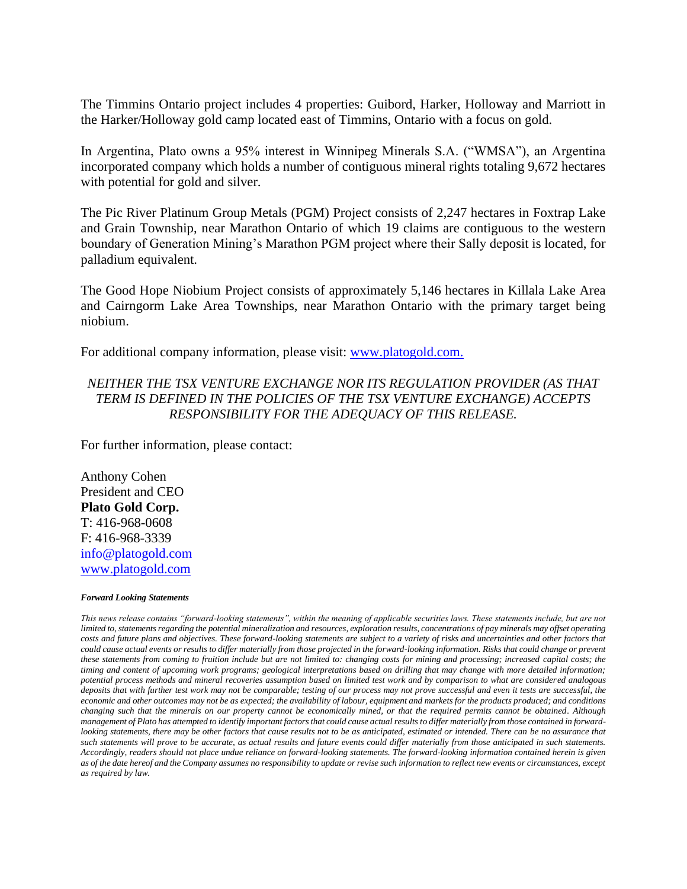The Timmins Ontario project includes 4 properties: Guibord, Harker, Holloway and Marriott in the Harker/Holloway gold camp located east of Timmins, Ontario with a focus on gold.

In Argentina, Plato owns a 95% interest in Winnipeg Minerals S.A. ("WMSA"), an Argentina incorporated company which holds a number of contiguous mineral rights totaling 9,672 hectares with potential for gold and silver.

The Pic River Platinum Group Metals (PGM) Project consists of 2,247 hectares in Foxtrap Lake and Grain Township, near Marathon Ontario of which 19 claims are contiguous to the western boundary of Generation Mining's Marathon PGM project where their Sally deposit is located, for palladium equivalent.

The Good Hope Niobium Project consists of approximately 5,146 hectares in Killala Lake Area and Cairngorm Lake Area Townships, near Marathon Ontario with the primary target being niobium.

For additional company information, please visit: [www.platogold.com.](http://www.platogold.com)

*NEITHER THE TSX VENTURE EXCHANGE NOR ITS REGULATION PROVIDER (AS THAT TERM IS DEFINED IN THE POLICIES OF THE TSX VENTURE EXCHANGE) ACCEPTS RESPONSIBILITY FOR THE ADEQUACY OF THIS RELEASE.*

For further information, please contact:

Anthony Cohen
President and CEO
**Plato Gold Corp.**
T: 416-968-0608
F: 416-968-3339
info@platogold.com
[www.platogold.com](http://www.platogold.com)

***Forward Looking Statements***

*This news release contains "forward-looking statements", within the meaning of applicable securities laws. These statements include, but are not limited to, statements regarding the potential mineralization and resources, exploration results, concentrations of pay minerals may offset operating costs and future plans and objectives. These forward-looking statements are subject to a variety of risks and uncertainties and other factors that could cause actual events or results to differ materially from those projected in the forward-looking information. Risks that could change or prevent these statements from coming to fruition include but are not limited to: changing costs for mining and processing; increased capital costs; the timing and content of upcoming work programs; geological interpretations based on drilling that may change with more detailed information; potential process methods and mineral recoveries assumption based on limited test work and by comparison to what are considered analogous deposits that with further test work may not be comparable; testing of our process may not prove successful and even it tests are successful, the economic and other outcomes may not be as expected; the availability of labour, equipment and markets for the products produced; and conditions changing such that the minerals on our property cannot be economically mined, or that the required permits cannot be obtained. Although management of Plato has attempted to identify important factors that could cause actual results to differ materially from those contained in forward-looking statements, there may be other factors that cause results not to be as anticipated, estimated or intended. There can be no assurance that such statements will prove to be accurate, as actual results and future events could differ materially from those anticipated in such statements. Accordingly, readers should not place undue reliance on forward-looking statements. The forward-looking information contained herein is given as of the date hereof and the Company assumes no responsibility to update or revise such information to reflect new events or circumstances, except as required by law.*